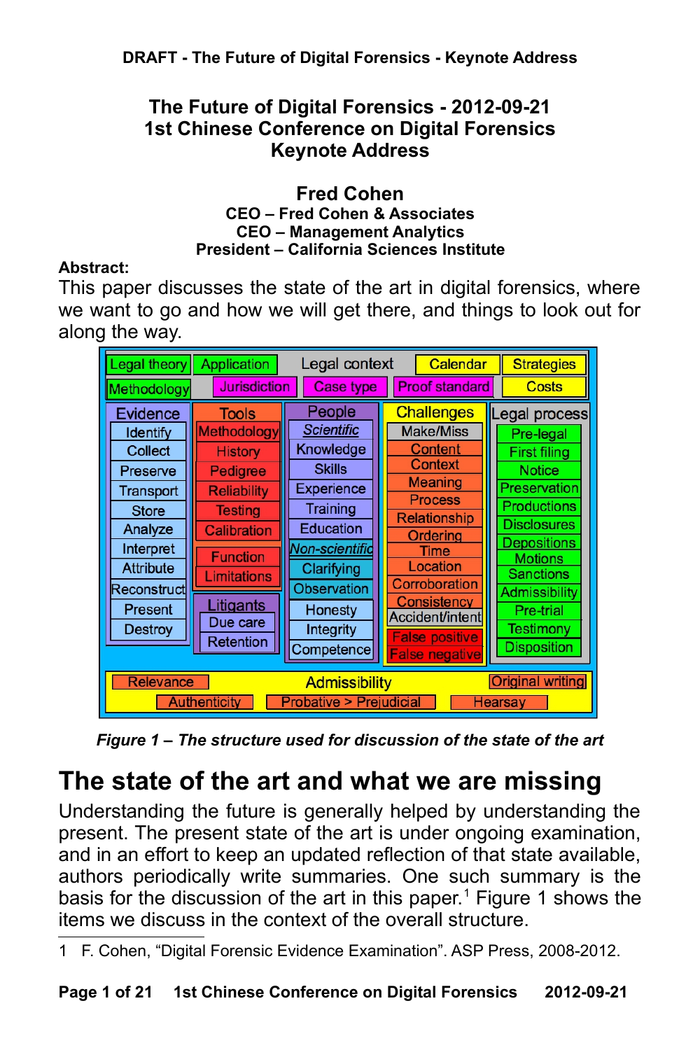# The Future of Digital Forensics - 2012-09-21
# 1st Chinese Conference on Digital Forensics
# Keynote Address

**Fred Cohen**

**CEO – Fred Cohen & Associates**
**CEO – Management Analytics**
**President – California Sciences Institute**

**Abstract:**

This paper discusses the state of the art in digital forensics, where we want to go and how we will get there, and things to look out for along the way.

**Legal context:** Legal theory, Application, Calendar, Strategies, Methodology, Jurisdiction, Case type, Proof standard, Costs

**Evidence:** Identify, Collect, Preserve, Transport, Store, Analyze, Interpret, Attribute, Reconstruct, Present, Destroy

**Tools:** Methodology, History, Pedigree, Reliability, Testing, Calibration, Function, Limitations

**Litigants:** Due care, Retention

**People:** *Scientific*, Knowledge, Skills, Experience, Training, Education, *Non-scientific*, Clarifying, Observation, Honesty, Integrity, Competence

**Challenges:** Make/Miss, Content, Context, Meaning, Process, Relationship, Ordering, Time, Location, Corroboration, Consistency, Accident/intent, False positive, False negative

**Legal process:** Pre-legal, First filing, Notice, Preservation, Productions, Disclosures, Depositions, Motions, Sanctions, Admissibility, Pre-trial, Testimony, Disposition

**Admissibility:** Relevance, Original writing, Authenticity, Probative > Prejudicial, Hearsay

*Figure 1 – The structure used for discussion of the state of the art*

## The state of the art and what we are missing

Understanding the future is generally helped by understanding the present. The present state of the art is under ongoing examination, and in an effort to keep an updated reflection of that state available, authors periodically write summaries. One such summary is the basis for the discussion of the art in this paper.[1] Figure 1 shows the items we discuss in the context of the overall structure.

1 F. Cohen, "Digital Forensic Evidence Examination". ASP Press, 2008-2012.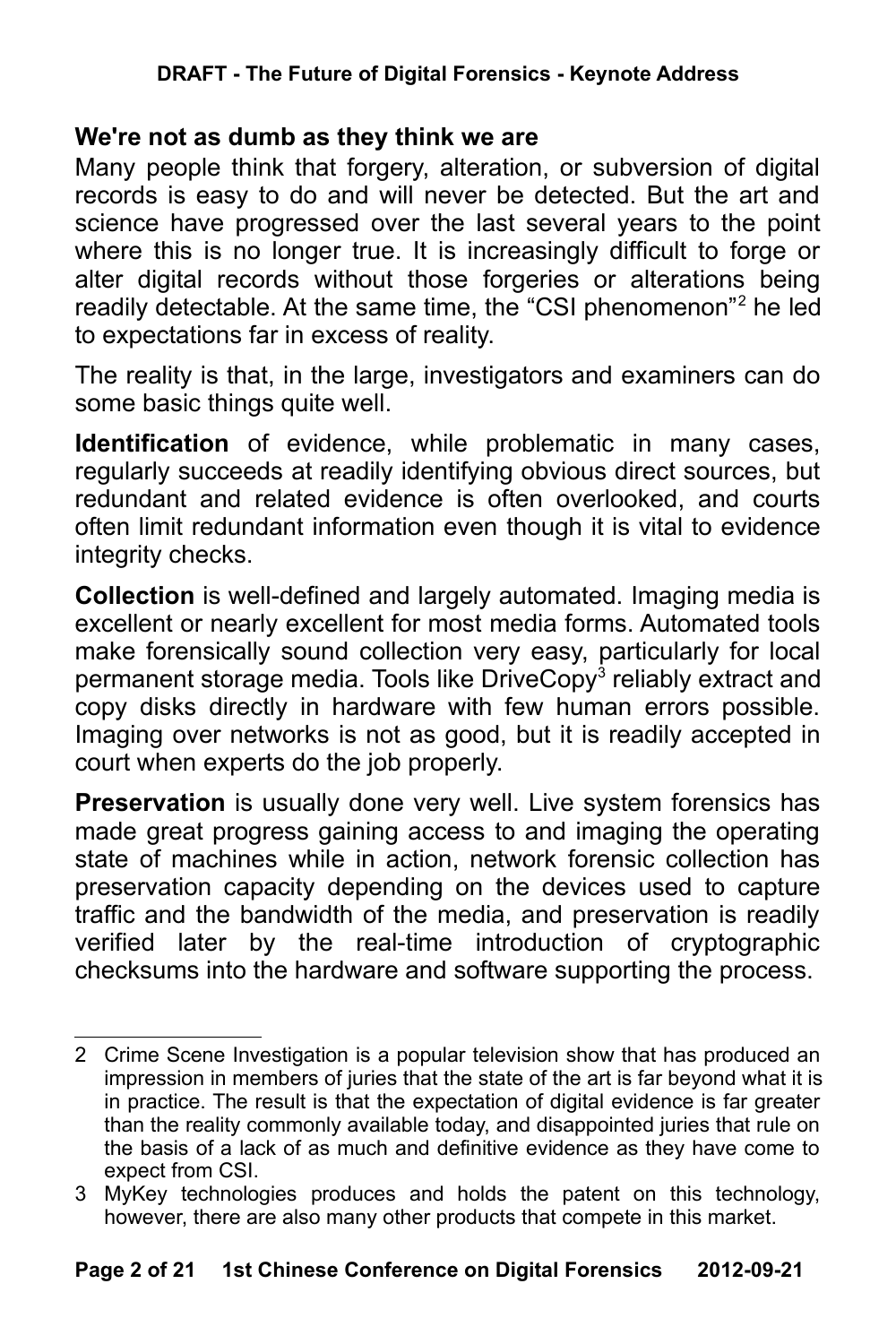## We're not as dumb as they think we are

Many people think that forgery, alteration, or subversion of digital records is easy to do and will never be detected. But the art and science have progressed over the last several years to the point where this is no longer true. It is increasingly difficult to forge or alter digital records without those forgeries or alterations being readily detectable. At the same time, the "CSI phenomenon"[2] he led to expectations far in excess of reality.

The reality is that, in the large, investigators and examiners can do some basic things quite well.

**Identification** of evidence, while problematic in many cases, regularly succeeds at readily identifying obvious direct sources, but redundant and related evidence is often overlooked, and courts often limit redundant information even though it is vital to evidence integrity checks.

**Collection** is well-defined and largely automated. Imaging media is excellent or nearly excellent for most media forms. Automated tools make forensically sound collection very easy, particularly for local permanent storage media. Tools like DriveCopy[3] reliably extract and copy disks directly in hardware with few human errors possible. Imaging over networks is not as good, but it is readily accepted in court when experts do the job properly.

**Preservation** is usually done very well. Live system forensics has made great progress gaining access to and imaging the operating state of machines while in action, network forensic collection has preservation capacity depending on the devices used to capture traffic and the bandwidth of the media, and preservation is readily verified later by the real-time introduction of cryptographic checksums into the hardware and software supporting the process.

---

2 Crime Scene Investigation is a popular television show that has produced an impression in members of juries that the state of the art is far beyond what it is in practice. The result is that the expectation of digital evidence is far greater than the reality commonly available today, and disappointed juries that rule on the basis of a lack of as much and definitive evidence as they have come to expect from CSI.

3 MyKey technologies produces and holds the patent on this technology, however, there are also many other products that compete in this market.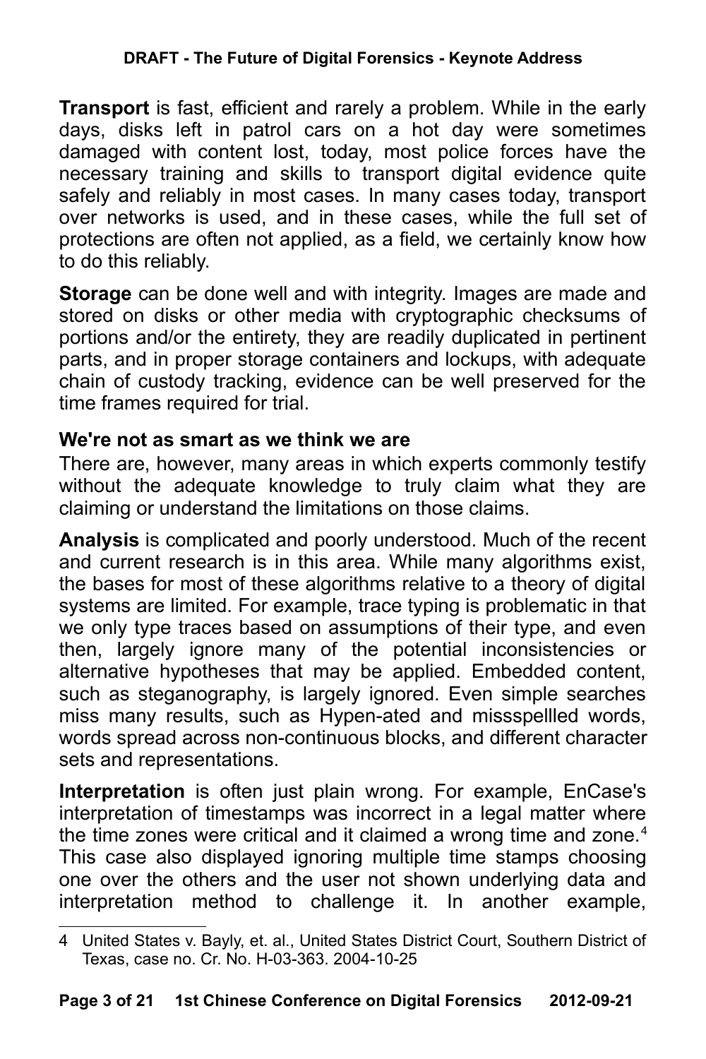**Transport** is fast, efficient and rarely a problem. While in the early days, disks left in patrol cars on a hot day were sometimes damaged with content lost, today, most police forces have the necessary training and skills to transport digital evidence quite safely and reliably in most cases. In many cases today, transport over networks is used, and in these cases, while the full set of protections are often not applied, as a field, we certainly know how to do this reliably.

**Storage** can be done well and with integrity. Images are made and stored on disks or other media with cryptographic checksums of portions and/or the entirety, they are readily duplicated in pertinent parts, and in proper storage containers and lockups, with adequate chain of custody tracking, evidence can be well preserved for the time frames required for trial.

### We're not as smart as we think we are

There are, however, many areas in which experts commonly testify without the adequate knowledge to truly claim what they are claiming or understand the limitations on those claims.

**Analysis** is complicated and poorly understood. Much of the recent and current research is in this area. While many algorithms exist, the bases for most of these algorithms relative to a theory of digital systems are limited. For example, trace typing is problematic in that we only type traces based on assumptions of their type, and even then, largely ignore many of the potential inconsistencies or alternative hypotheses that may be applied. Embedded content, such as steganography, is largely ignored. Even simple searches miss many results, such as Hypen-ated and missspellled words, words spread across non-continuous blocks, and different character sets and representations.

**Interpretation** is often just plain wrong. For example, EnCase's interpretation of timestamps was incorrect in a legal matter where the time zones were critical and it claimed a wrong time and zone.[4] This case also displayed ignoring multiple time stamps choosing one over the others and the user not shown underlying data and interpretation method to challenge it. In another example,

---

4 United States v. Bayly, et. al., United States District Court, Southern District of Texas, case no. Cr. No. H-03-363. 2004-10-25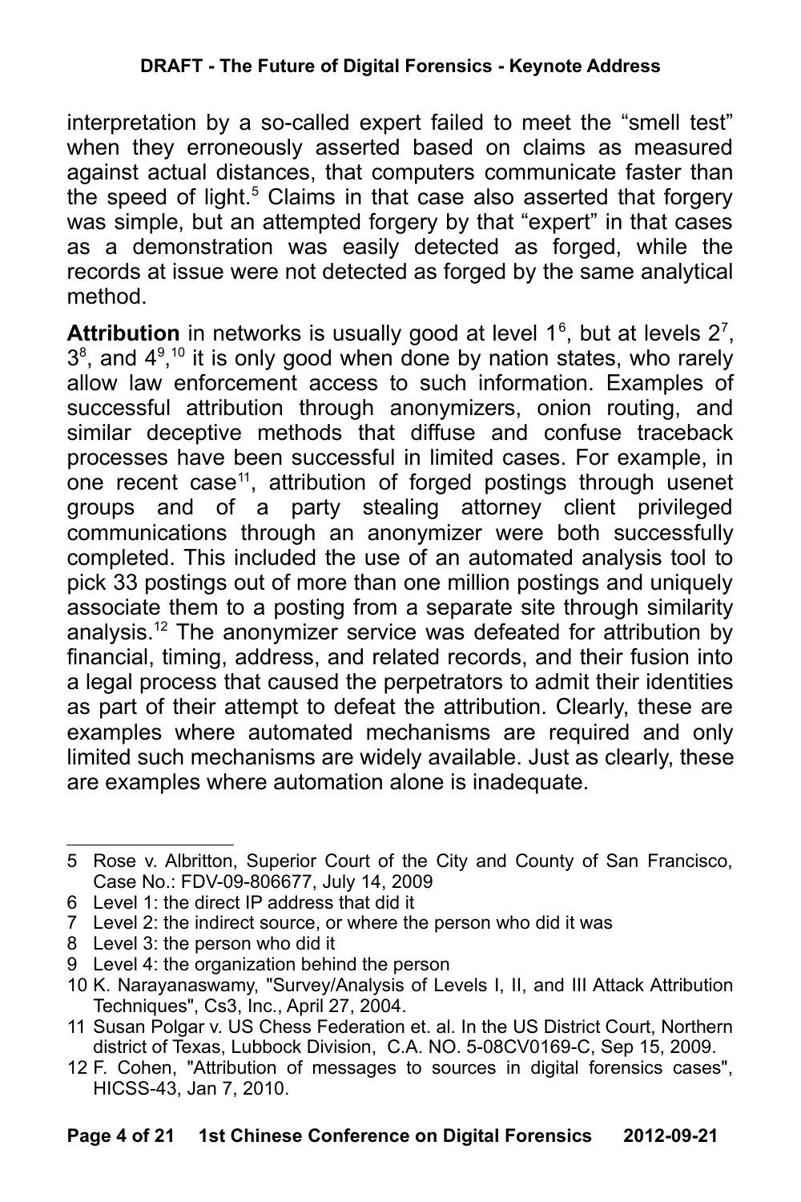interpretation by a so-called expert failed to meet the "smell test" when they erroneously asserted based on claims as measured against actual distances, that computers communicate faster than the speed of light.[5] Claims in that case also asserted that forgery was simple, but an attempted forgery by that "expert" in that cases as a demonstration was easily detected as forged, while the records at issue were not detected as forged by the same analytical method.

**Attribution** in networks is usually good at level 1[6], but at levels 2[7], 3[8], and 4[9],[10] it is only good when done by nation states, who rarely allow law enforcement access to such information. Examples of successful attribution through anonymizers, onion routing, and similar deceptive methods that diffuse and confuse traceback processes have been successful in limited cases. For example, in one recent case[11], attribution of forged postings through usenet groups and of a party stealing attorney client privileged communications through an anonymizer were both successfully completed. This included the use of an automated analysis tool to pick 33 postings out of more than one million postings and uniquely associate them to a posting from a separate site through similarity analysis.[12] The anonymizer service was defeated for attribution by financial, timing, address, and related records, and their fusion into a legal process that caused the perpetrators to admit their identities as part of their attempt to defeat the attribution. Clearly, these are examples where automated mechanisms are required and only limited such mechanisms are widely available. Just as clearly, these are examples where automation alone is inadequate.

---

5 Rose v. Albritton, Superior Court of the City and County of San Francisco, Case No.: FDV-09-806677, July 14, 2009

6 Level 1: the direct IP address that did it

7 Level 2: the indirect source, or where the person who did it was

8 Level 3: the person who did it

9 Level 4: the organization behind the person

10 K. Narayanaswamy, "Survey/Analysis of Levels I, II, and III Attack Attribution Techniques", Cs3, Inc., April 27, 2004.

11 Susan Polgar v. US Chess Federation et. al. In the US District Court, Northern district of Texas, Lubbock Division, C.A. NO. 5-08CV0169-C, Sep 15, 2009.

12 F. Cohen, "Attribution of messages to sources in digital forensics cases", HICSS-43, Jan 7, 2010.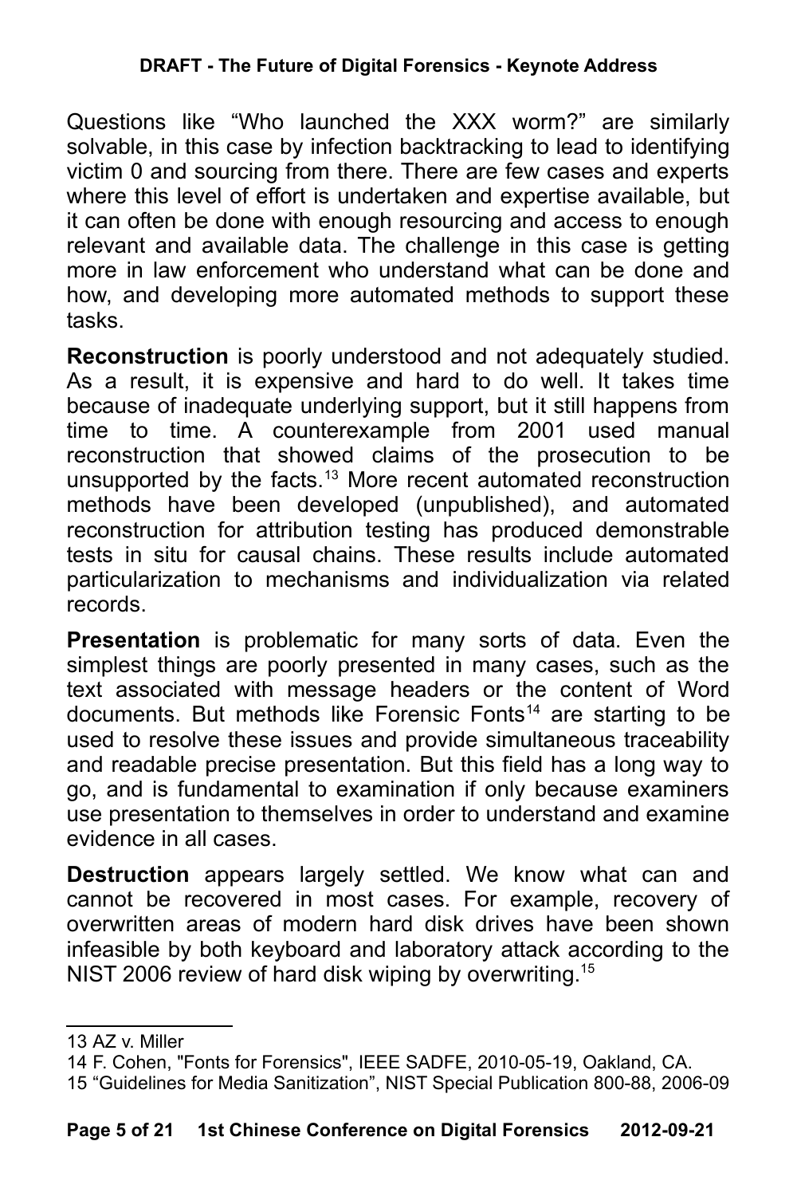Questions like "Who launched the XXX worm?" are similarly solvable, in this case by infection backtracking to lead to identifying victim 0 and sourcing from there. There are few cases and experts where this level of effort is undertaken and expertise available, but it can often be done with enough resourcing and access to enough relevant and available data. The challenge in this case is getting more in law enforcement who understand what can be done and how, and developing more automated methods to support these tasks.

**Reconstruction** is poorly understood and not adequately studied. As a result, it is expensive and hard to do well. It takes time because of inadequate underlying support, but it still happens from time to time. A counterexample from 2001 used manual reconstruction that showed claims of the prosecution to be unsupported by the facts.[13] More recent automated reconstruction methods have been developed (unpublished), and automated reconstruction for attribution testing has produced demonstrable tests in situ for causal chains. These results include automated particularization to mechanisms and individualization via related records.

**Presentation** is problematic for many sorts of data. Even the simplest things are poorly presented in many cases, such as the text associated with message headers or the content of Word documents. But methods like Forensic Fonts[14] are starting to be used to resolve these issues and provide simultaneous traceability and readable precise presentation. But this field has a long way to go, and is fundamental to examination if only because examiners use presentation to themselves in order to understand and examine evidence in all cases.

**Destruction** appears largely settled. We know what can and cannot be recovered in most cases. For example, recovery of overwritten areas of modern hard disk drives have been shown infeasible by both keyboard and laboratory attack according to the NIST 2006 review of hard disk wiping by overwriting.[15]

---

13 AZ v. Miller

14 F. Cohen, "Fonts for Forensics", IEEE SADFE, 2010-05-19, Oakland, CA.

15 "Guidelines for Media Sanitization", NIST Special Publication 800-88, 2006-09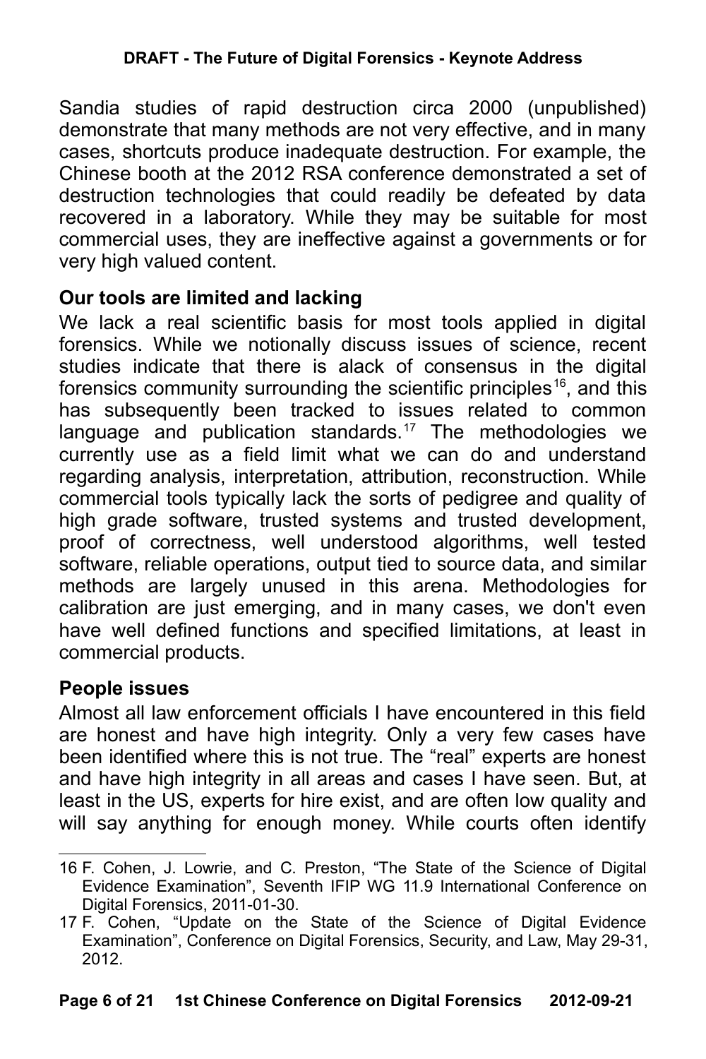Sandia studies of rapid destruction circa 2000 (unpublished) demonstrate that many methods are not very effective, and in many cases, shortcuts produce inadequate destruction. For example, the Chinese booth at the 2012 RSA conference demonstrated a set of destruction technologies that could readily be defeated by data recovered in a laboratory. While they may be suitable for most commercial uses, they are ineffective against a governments or for very high valued content.

## Our tools are limited and lacking

We lack a real scientific basis for most tools applied in digital forensics. While we notionally discuss issues of science, recent studies indicate that there is alack of consensus in the digital forensics community surrounding the scientific principles[16], and this has subsequently been tracked to issues related to common language and publication standards.[17] The methodologies we currently use as a field limit what we can do and understand regarding analysis, interpretation, attribution, reconstruction. While commercial tools typically lack the sorts of pedigree and quality of high grade software, trusted systems and trusted development, proof of correctness, well understood algorithms, well tested software, reliable operations, output tied to source data, and similar methods are largely unused in this arena. Methodologies for calibration are just emerging, and in many cases, we don't even have well defined functions and specified limitations, at least in commercial products.

## People issues

Almost all law enforcement officials I have encountered in this field are honest and have high integrity. Only a very few cases have been identified where this is not true. The "real" experts are honest and have high integrity in all areas and cases I have seen. But, at least in the US, experts for hire exist, and are often low quality and will say anything for enough money. While courts often identify

---

16 F. Cohen, J. Lowrie, and C. Preston, "The State of the Science of Digital Evidence Examination", Seventh IFIP WG 11.9 International Conference on Digital Forensics, 2011-01-30.

17 F. Cohen, "Update on the State of the Science of Digital Evidence Examination", Conference on Digital Forensics, Security, and Law, May 29-31, 2012.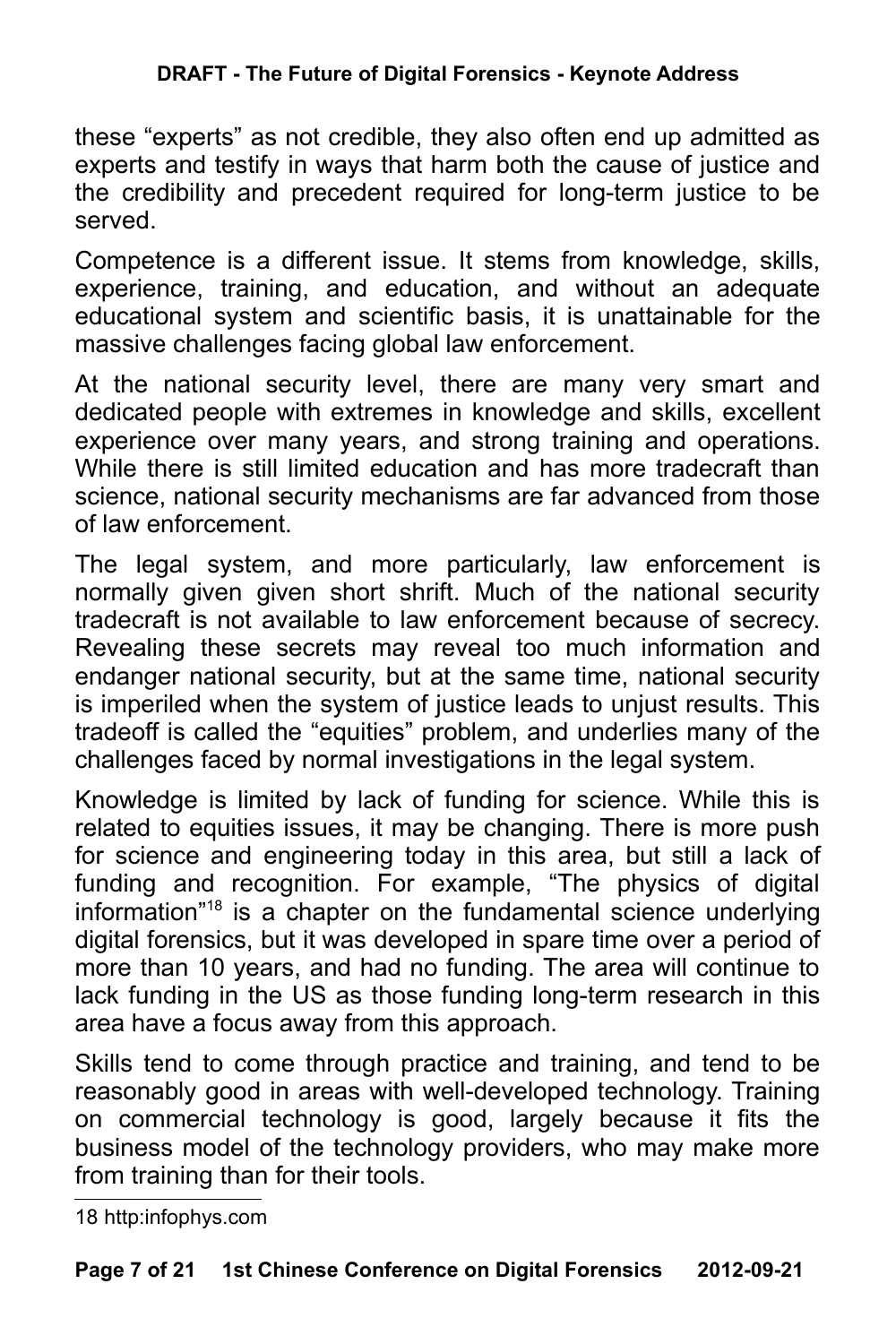these "experts" as not credible, they also often end up admitted as experts and testify in ways that harm both the cause of justice and the credibility and precedent required for long-term justice to be served.

Competence is a different issue. It stems from knowledge, skills, experience, training, and education, and without an adequate educational system and scientific basis, it is unattainable for the massive challenges facing global law enforcement.

At the national security level, there are many very smart and dedicated people with extremes in knowledge and skills, excellent experience over many years, and strong training and operations. While there is still limited education and has more tradecraft than science, national security mechanisms are far advanced from those of law enforcement.

The legal system, and more particularly, law enforcement is normally given given short shrift. Much of the national security tradecraft is not available to law enforcement because of secrecy. Revealing these secrets may reveal too much information and endanger national security, but at the same time, national security is imperiled when the system of justice leads to unjust results. This tradeoff is called the "equities" problem, and underlies many of the challenges faced by normal investigations in the legal system.

Knowledge is limited by lack of funding for science. While this is related to equities issues, it may be changing. There is more push for science and engineering today in this area, but still a lack of funding and recognition. For example, "The physics of digital information"[18] is a chapter on the fundamental science underlying digital forensics, but it was developed in spare time over a period of more than 10 years, and had no funding. The area will continue to lack funding in the US as those funding long-term research in this area have a focus away from this approach.

Skills tend to come through practice and training, and tend to be reasonably good in areas with well-developed technology. Training on commercial technology is good, largely because it fits the business model of the technology providers, who may make more from training than for their tools.

---

18 http:infophys.com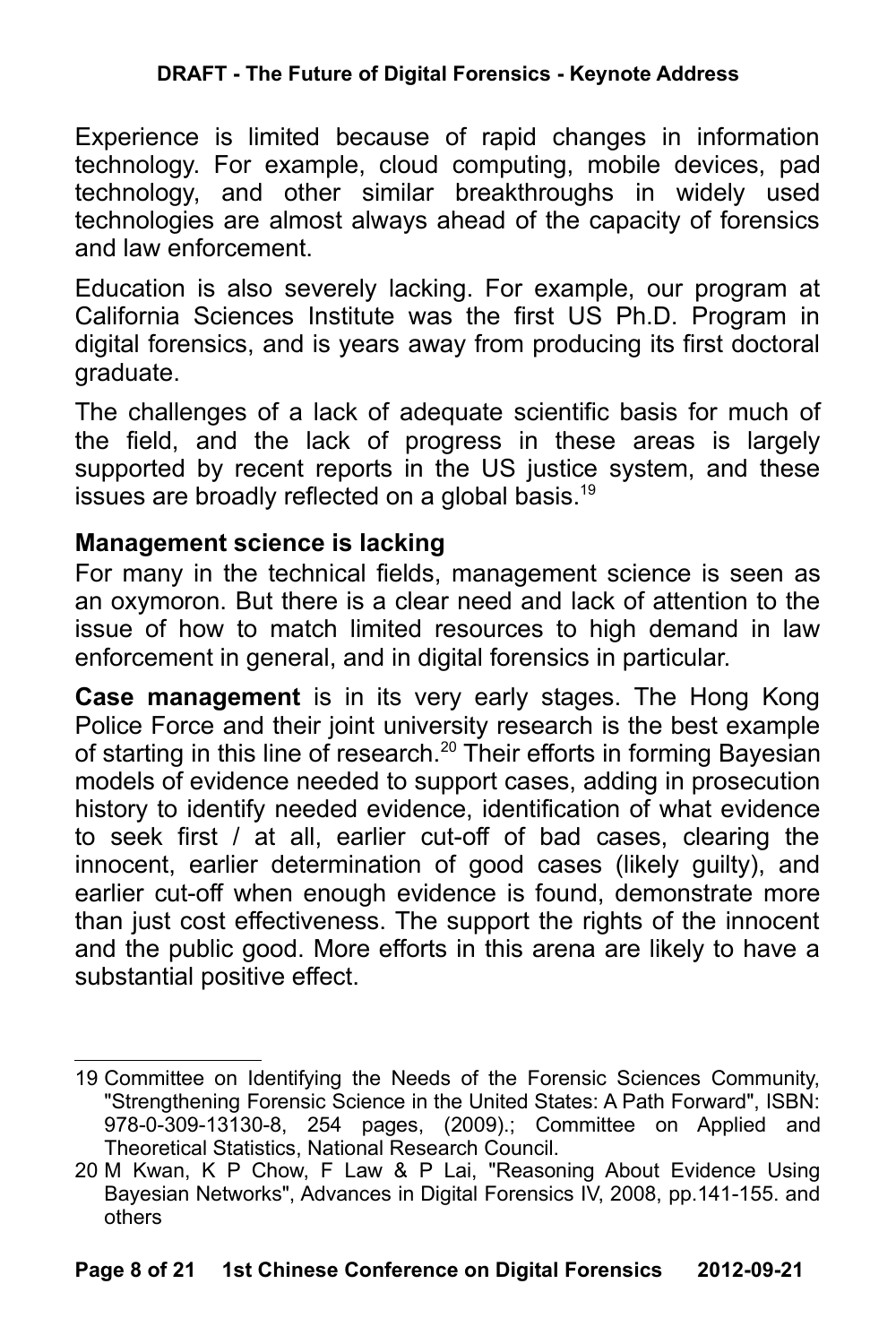Experience is limited because of rapid changes in information technology. For example, cloud computing, mobile devices, pad technology, and other similar breakthroughs in widely used technologies are almost always ahead of the capacity of forensics and law enforcement.

Education is also severely lacking. For example, our program at California Sciences Institute was the first US Ph.D. Program in digital forensics, and is years away from producing its first doctoral graduate.

The challenges of a lack of adequate scientific basis for much of the field, and the lack of progress in these areas is largely supported by recent reports in the US justice system, and these issues are broadly reflected on a global basis.[19]

### Management science is lacking

For many in the technical fields, management science is seen as an oxymoron. But there is a clear need and lack of attention to the issue of how to match limited resources to high demand in law enforcement in general, and in digital forensics in particular.

**Case management** is in its very early stages. The Hong Kong Police Force and their joint university research is the best example of starting in this line of research.[20] Their efforts in forming Bayesian models of evidence needed to support cases, adding in prosecution history to identify needed evidence, identification of what evidence to seek first / at all, earlier cut-off of bad cases, clearing the innocent, earlier determination of good cases (likely guilty), and earlier cut-off when enough evidence is found, demonstrate more than just cost effectiveness. The support the rights of the innocent and the public good. More efforts in this arena are likely to have a substantial positive effect.

---

19 Committee on Identifying the Needs of the Forensic Sciences Community, "Strengthening Forensic Science in the United States: A Path Forward", ISBN: 978-0-309-13130-8, 254 pages, (2009).; Committee on Applied and Theoretical Statistics, National Research Council.

20 M Kwan, K P Chow, F Law & P Lai, "Reasoning About Evidence Using Bayesian Networks", Advances in Digital Forensics IV, 2008, pp.141-155. and others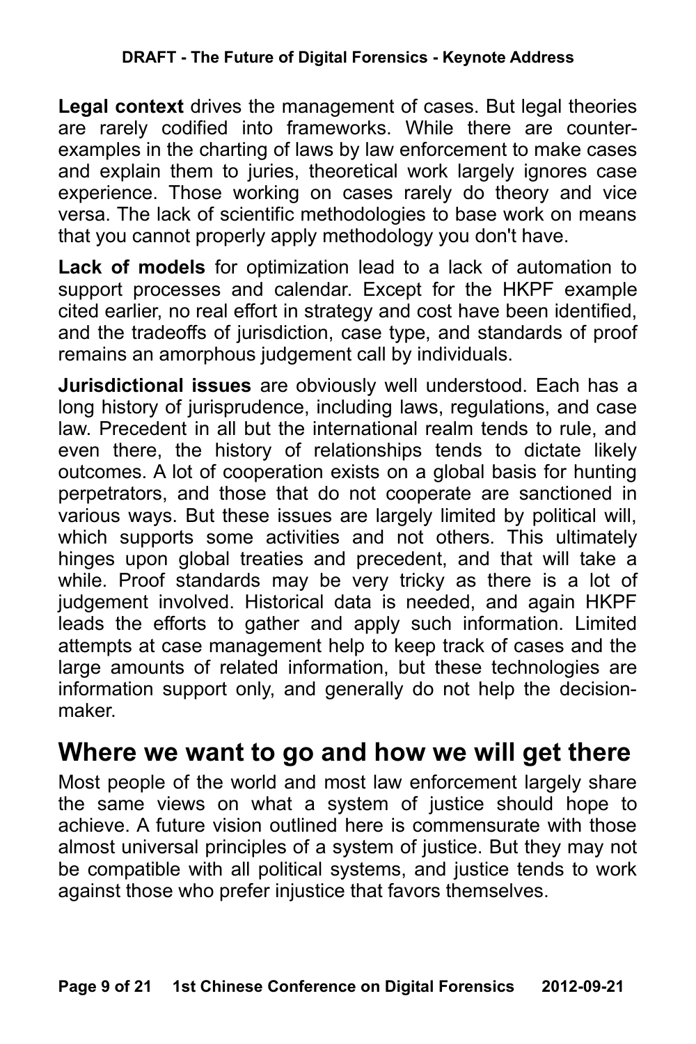**Legal context** drives the management of cases. But legal theories are rarely codified into frameworks. While there are counter-examples in the charting of laws by law enforcement to make cases and explain them to juries, theoretical work largely ignores case experience. Those working on cases rarely do theory and vice versa. The lack of scientific methodologies to base work on means that you cannot properly apply methodology you don't have.

**Lack of models** for optimization lead to a lack of automation to support processes and calendar. Except for the HKPF example cited earlier, no real effort in strategy and cost have been identified, and the tradeoffs of jurisdiction, case type, and standards of proof remains an amorphous judgement call by individuals.

**Jurisdictional issues** are obviously well understood. Each has a long history of jurisprudence, including laws, regulations, and case law. Precedent in all but the international realm tends to rule, and even there, the history of relationships tends to dictate likely outcomes. A lot of cooperation exists on a global basis for hunting perpetrators, and those that do not cooperate are sanctioned in various ways. But these issues are largely limited by political will, which supports some activities and not others. This ultimately hinges upon global treaties and precedent, and that will take a while. Proof standards may be very tricky as there is a lot of judgement involved. Historical data is needed, and again HKPF leads the efforts to gather and apply such information. Limited attempts at case management help to keep track of cases and the large amounts of related information, but these technologies are information support only, and generally do not help the decision-maker.

## Where we want to go and how we will get there

Most people of the world and most law enforcement largely share the same views on what a system of justice should hope to achieve. A future vision outlined here is commensurate with those almost universal principles of a system of justice. But they may not be compatible with all political systems, and justice tends to work against those who prefer injustice that favors themselves.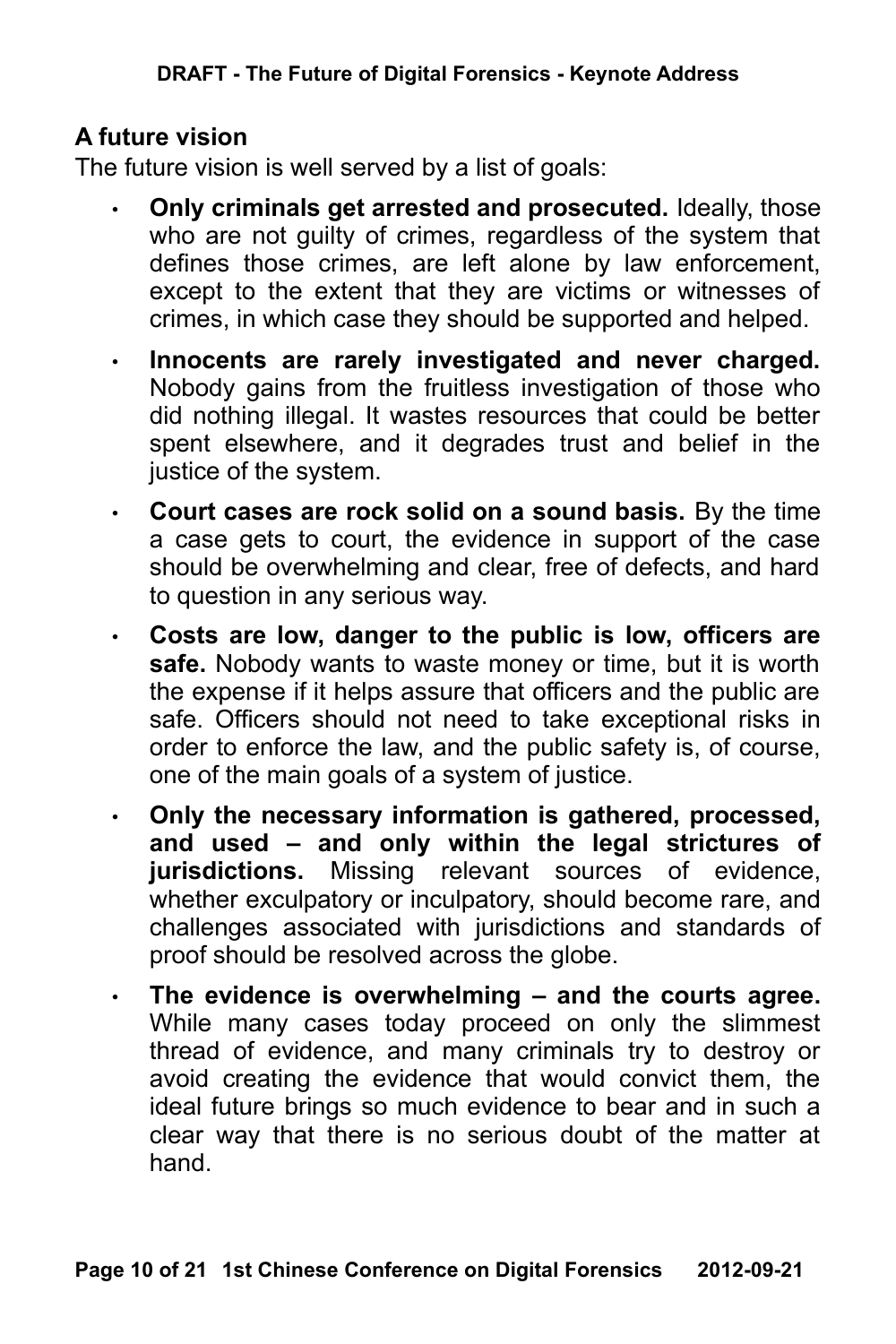## A future vision

The future vision is well served by a list of goals:

- **Only criminals get arrested and prosecuted.** Ideally, those who are not guilty of crimes, regardless of the system that defines those crimes, are left alone by law enforcement, except to the extent that they are victims or witnesses of crimes, in which case they should be supported and helped.
- **Innocents are rarely investigated and never charged.** Nobody gains from the fruitless investigation of those who did nothing illegal. It wastes resources that could be better spent elsewhere, and it degrades trust and belief in the justice of the system.
- **Court cases are rock solid on a sound basis.** By the time a case gets to court, the evidence in support of the case should be overwhelming and clear, free of defects, and hard to question in any serious way.
- **Costs are low, danger to the public is low, officers are safe.** Nobody wants to waste money or time, but it is worth the expense if it helps assure that officers and the public are safe. Officers should not need to take exceptional risks in order to enforce the law, and the public safety is, of course, one of the main goals of a system of justice.
- **Only the necessary information is gathered, processed, and used – and only within the legal strictures of jurisdictions.** Missing relevant sources of evidence, whether exculpatory or inculpatory, should become rare, and challenges associated with jurisdictions and standards of proof should be resolved across the globe.
- **The evidence is overwhelming – and the courts agree.** While many cases today proceed on only the slimmest thread of evidence, and many criminals try to destroy or avoid creating the evidence that would convict them, the ideal future brings so much evidence to bear and in such a clear way that there is no serious doubt of the matter at hand.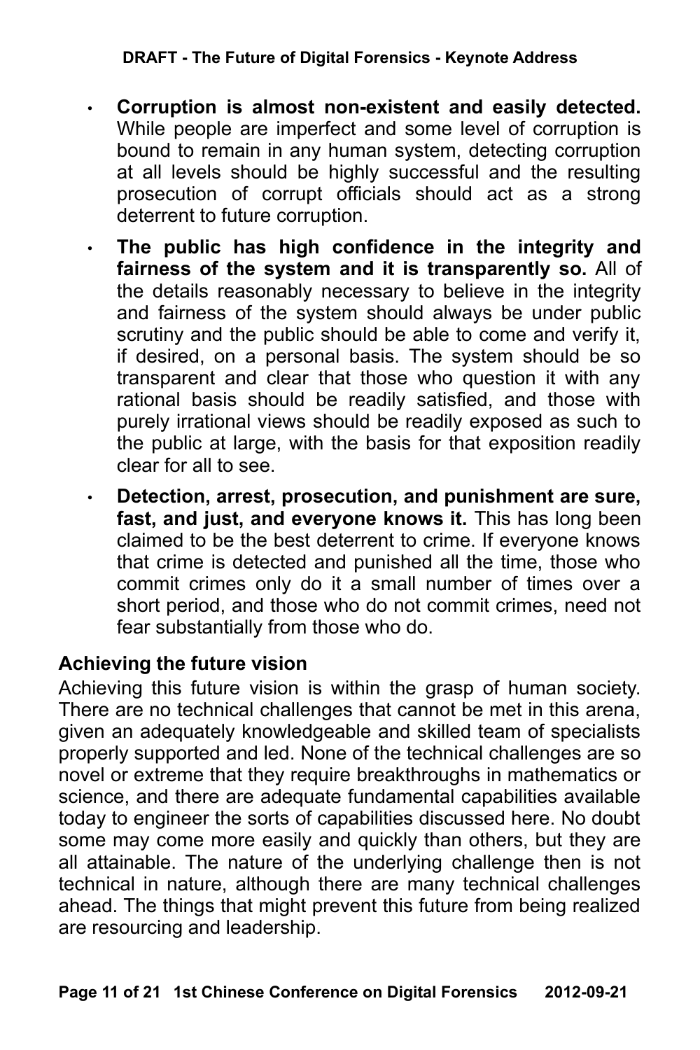- **Corruption is almost non-existent and easily detected.** While people are imperfect and some level of corruption is bound to remain in any human system, detecting corruption at all levels should be highly successful and the resulting prosecution of corrupt officials should act as a strong deterrent to future corruption.
- **The public has high confidence in the integrity and fairness of the system and it is transparently so.** All of the details reasonably necessary to believe in the integrity and fairness of the system should always be under public scrutiny and the public should be able to come and verify it, if desired, on a personal basis. The system should be so transparent and clear that those who question it with any rational basis should be readily satisfied, and those with purely irrational views should be readily exposed as such to the public at large, with the basis for that exposition readily clear for all to see.
- **Detection, arrest, prosecution, and punishment are sure, fast, and just, and everyone knows it.** This has long been claimed to be the best deterrent to crime. If everyone knows that crime is detected and punished all the time, those who commit crimes only do it a small number of times over a short period, and those who do not commit crimes, need not fear substantially from those who do.

## Achieving the future vision

Achieving this future vision is within the grasp of human society. There are no technical challenges that cannot be met in this arena, given an adequately knowledgeable and skilled team of specialists properly supported and led. None of the technical challenges are so novel or extreme that they require breakthroughs in mathematics or science, and there are adequate fundamental capabilities available today to engineer the sorts of capabilities discussed here. No doubt some may come more easily and quickly than others, but they are all attainable. The nature of the underlying challenge then is not technical in nature, although there are many technical challenges ahead. The things that might prevent this future from being realized are resourcing and leadership.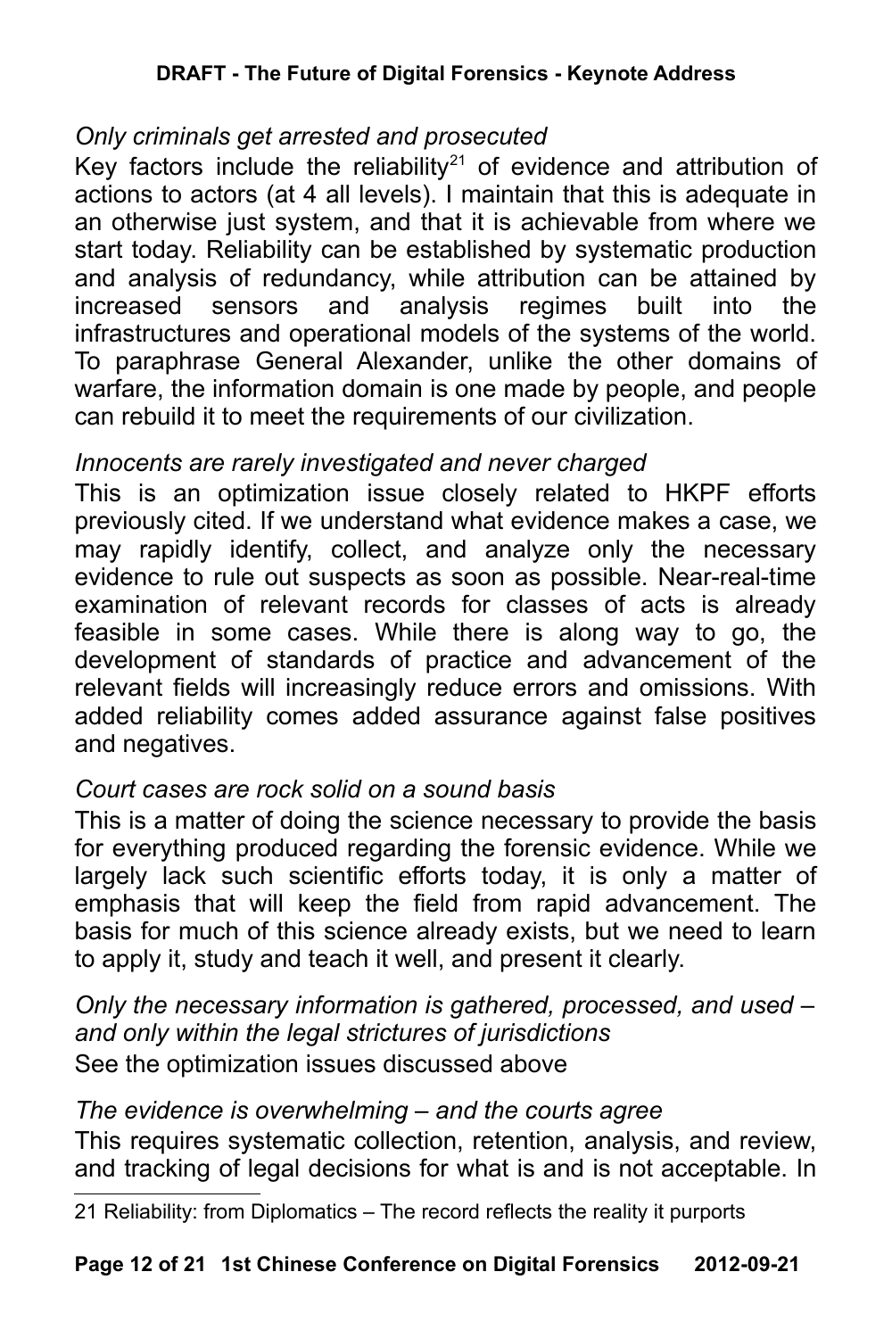*Only criminals get arrested and prosecuted*

Key factors include the reliability[21] of evidence and attribution of actions to actors (at 4 all levels). I maintain that this is adequate in an otherwise just system, and that it is achievable from where we start today. Reliability can be established by systematic production and analysis of redundancy, while attribution can be attained by increased sensors and analysis regimes built into the infrastructures and operational models of the systems of the world. To paraphrase General Alexander, unlike the other domains of warfare, the information domain is one made by people, and people can rebuild it to meet the requirements of our civilization.

*Innocents are rarely investigated and never charged*

This is an optimization issue closely related to HKPF efforts previously cited. If we understand what evidence makes a case, we may rapidly identify, collect, and analyze only the necessary evidence to rule out suspects as soon as possible. Near-real-time examination of relevant records for classes of acts is already feasible in some cases. While there is along way to go, the development of standards of practice and advancement of the relevant fields will increasingly reduce errors and omissions. With added reliability comes added assurance against false positives and negatives.

*Court cases are rock solid on a sound basis*

This is a matter of doing the science necessary to provide the basis for everything produced regarding the forensic evidence. While we largely lack such scientific efforts today, it is only a matter of emphasis that will keep the field from rapid advancement. The basis for much of this science already exists, but we need to learn to apply it, study and teach it well, and present it clearly.

*Only the necessary information is gathered, processed, and used – and only within the legal strictures of jurisdictions*

See the optimization issues discussed above

*The evidence is overwhelming – and the courts agree*

This requires systematic collection, retention, analysis, and review, and tracking of legal decisions for what is and is not acceptable. In

---

21 Reliability: from Diplomatics – The record reflects the reality it purports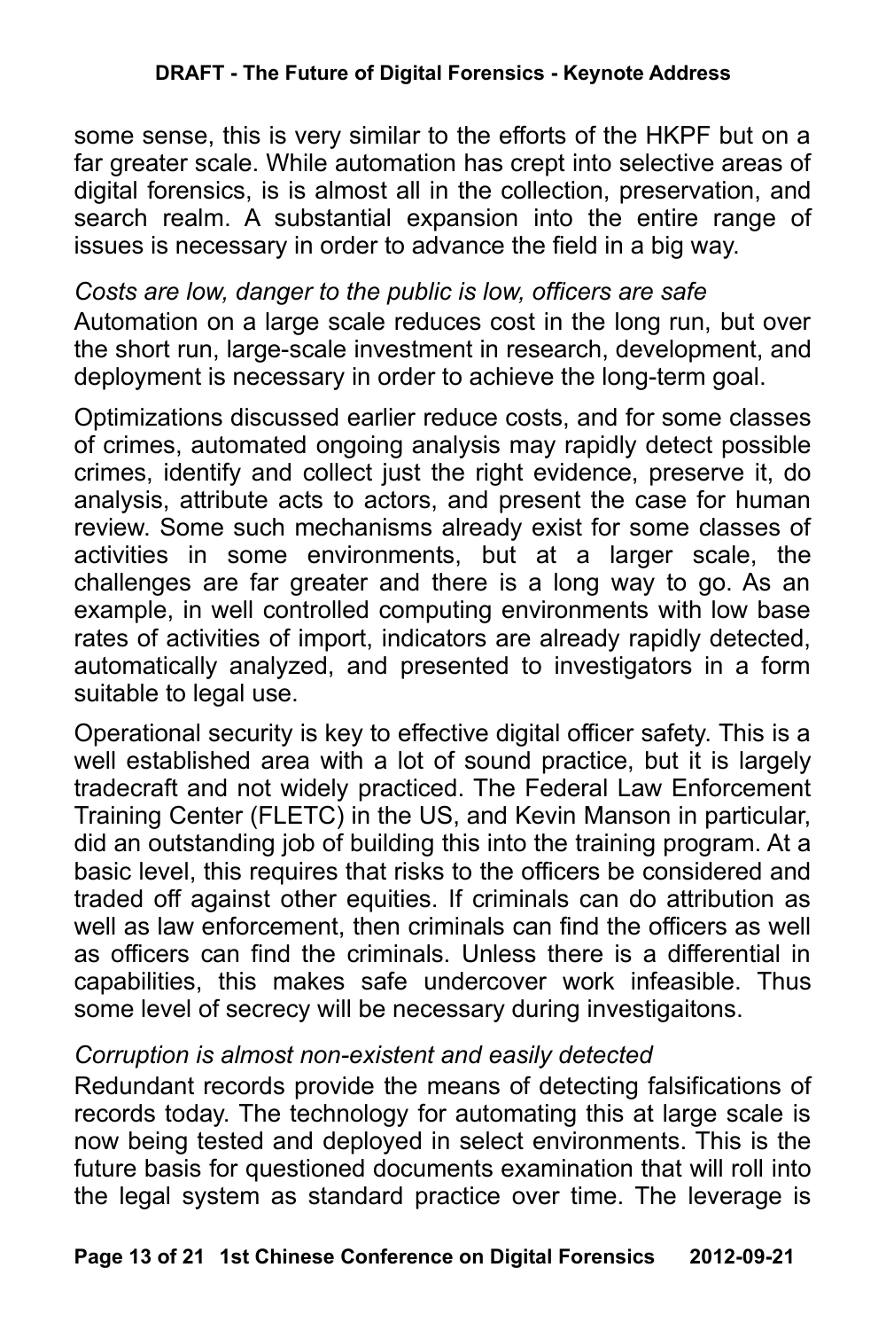some sense, this is very similar to the efforts of the HKPF but on a far greater scale. While automation has crept into selective areas of digital forensics, is is almost all in the collection, preservation, and search realm. A substantial expansion into the entire range of issues is necessary in order to advance the field in a big way.

*Costs are low, danger to the public is low, officers are safe*

Automation on a large scale reduces cost in the long run, but over the short run, large-scale investment in research, development, and deployment is necessary in order to achieve the long-term goal.

Optimizations discussed earlier reduce costs, and for some classes of crimes, automated ongoing analysis may rapidly detect possible crimes, identify and collect just the right evidence, preserve it, do analysis, attribute acts to actors, and present the case for human review. Some such mechanisms already exist for some classes of activities in some environments, but at a larger scale, the challenges are far greater and there is a long way to go. As an example, in well controlled computing environments with low base rates of activities of import, indicators are already rapidly detected, automatically analyzed, and presented to investigators in a form suitable to legal use.

Operational security is key to effective digital officer safety. This is a well established area with a lot of sound practice, but it is largely tradecraft and not widely practiced. The Federal Law Enforcement Training Center (FLETC) in the US, and Kevin Manson in particular, did an outstanding job of building this into the training program. At a basic level, this requires that risks to the officers be considered and traded off against other equities. If criminals can do attribution as well as law enforcement, then criminals can find the officers as well as officers can find the criminals. Unless there is a differential in capabilities, this makes safe undercover work infeasible. Thus some level of secrecy will be necessary during investigaitons.

*Corruption is almost non-existent and easily detected*

Redundant records provide the means of detecting falsifications of records today. The technology for automating this at large scale is now being tested and deployed in select environments. This is the future basis for questioned documents examination that will roll into the legal system as standard practice over time. The leverage is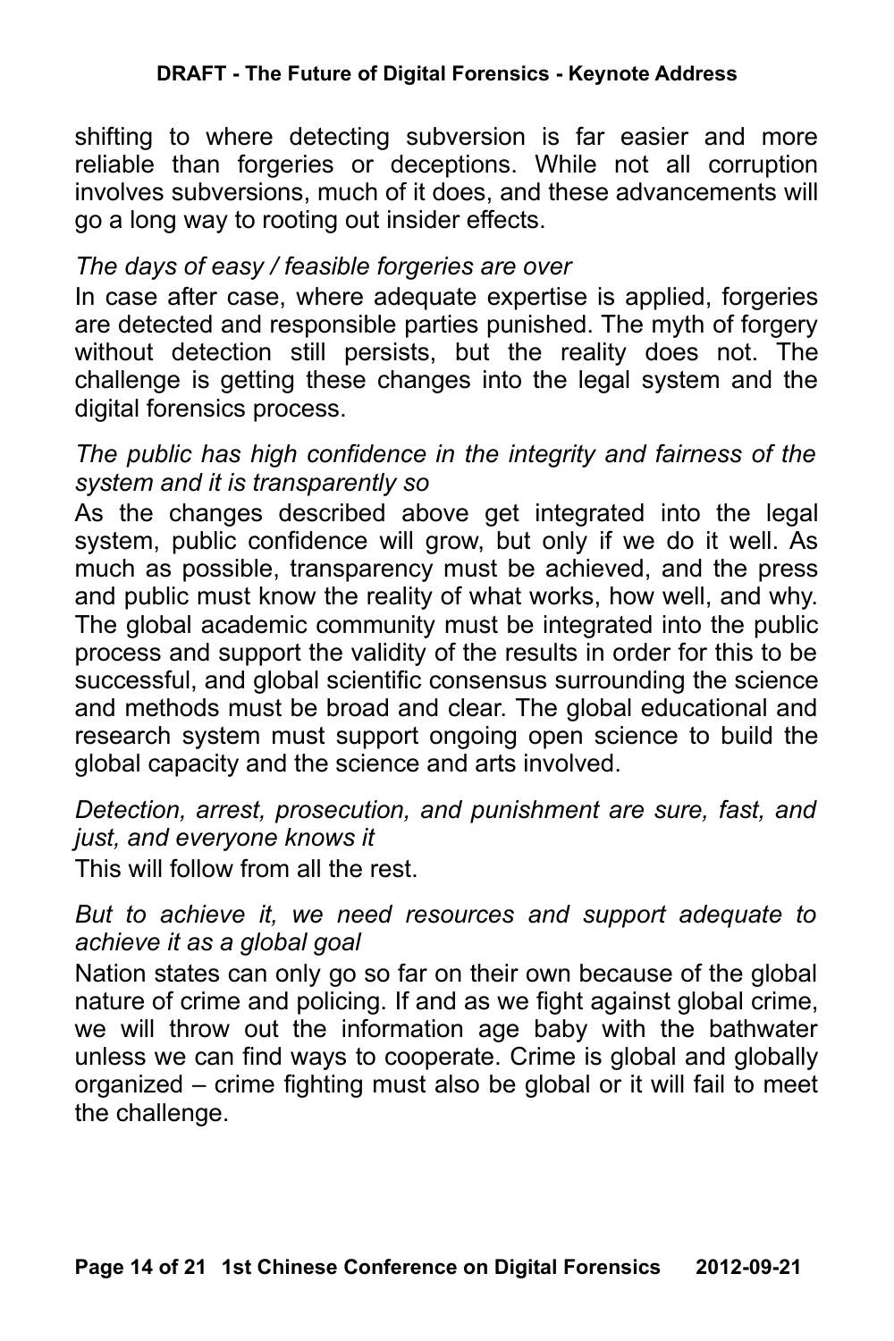shifting to where detecting subversion is far easier and more reliable than forgeries or deceptions. While not all corruption involves subversions, much of it does, and these advancements will go a long way to rooting out insider effects.

*The days of easy / feasible forgeries are over*

In case after case, where adequate expertise is applied, forgeries are detected and responsible parties punished. The myth of forgery without detection still persists, but the reality does not. The challenge is getting these changes into the legal system and the digital forensics process.

*The public has high confidence in the integrity and fairness of the system and it is transparently so*

As the changes described above get integrated into the legal system, public confidence will grow, but only if we do it well. As much as possible, transparency must be achieved, and the press and public must know the reality of what works, how well, and why. The global academic community must be integrated into the public process and support the validity of the results in order for this to be successful, and global scientific consensus surrounding the science and methods must be broad and clear. The global educational and research system must support ongoing open science to build the global capacity and the science and arts involved.

*Detection, arrest, prosecution, and punishment are sure, fast, and just, and everyone knows it*

This will follow from all the rest.

*But to achieve it, we need resources and support adequate to achieve it as a global goal*

Nation states can only go so far on their own because of the global nature of crime and policing. If and as we fight against global crime, we will throw out the information age baby with the bathwater unless we can find ways to cooperate. Crime is global and globally organized – crime fighting must also be global or it will fail to meet the challenge.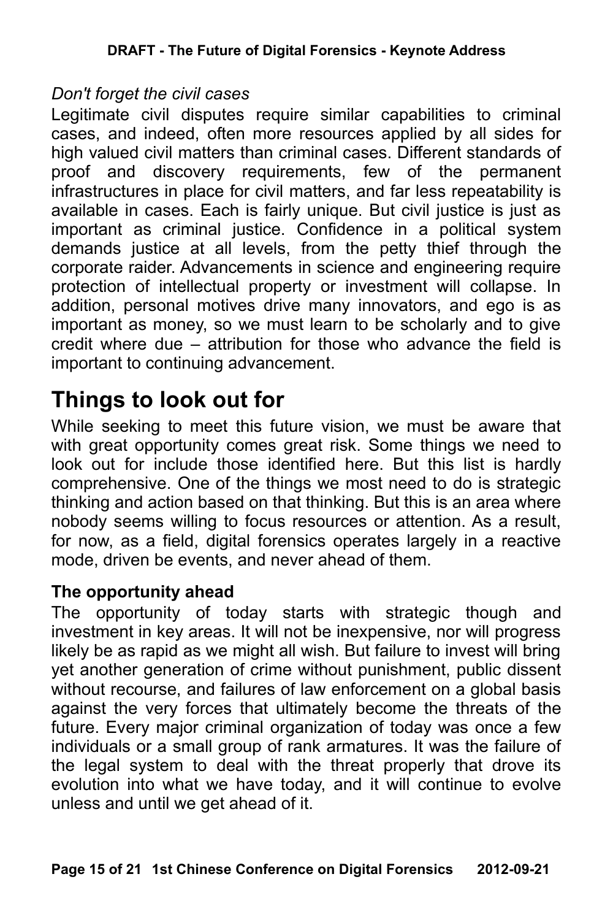*Don't forget the civil cases*

Legitimate civil disputes require similar capabilities to criminal cases, and indeed, often more resources applied by all sides for high valued civil matters than criminal cases. Different standards of proof and discovery requirements, few of the permanent infrastructures in place for civil matters, and far less repeatability is available in cases. Each is fairly unique. But civil justice is just as important as criminal justice. Confidence in a political system demands justice at all levels, from the petty thief through the corporate raider. Advancements in science and engineering require protection of intellectual property or investment will collapse. In addition, personal motives drive many innovators, and ego is as important as money, so we must learn to be scholarly and to give credit where due – attribution for those who advance the field is important to continuing advancement.

# Things to look out for

While seeking to meet this future vision, we must be aware that with great opportunity comes great risk. Some things we need to look out for include those identified here. But this list is hardly comprehensive. One of the things we most need to do is strategic thinking and action based on that thinking. But this is an area where nobody seems willing to focus resources or attention. As a result, for now, as a field, digital forensics operates largely in a reactive mode, driven be events, and never ahead of them.

### The opportunity ahead

The opportunity of today starts with strategic though and investment in key areas. It will not be inexpensive, nor will progress likely be as rapid as we might all wish. But failure to invest will bring yet another generation of crime without punishment, public dissent without recourse, and failures of law enforcement on a global basis against the very forces that ultimately become the threats of the future. Every major criminal organization of today was once a few individuals or a small group of rank armatures. It was the failure of the legal system to deal with the threat properly that drove its evolution into what we have today, and it will continue to evolve unless and until we get ahead of it.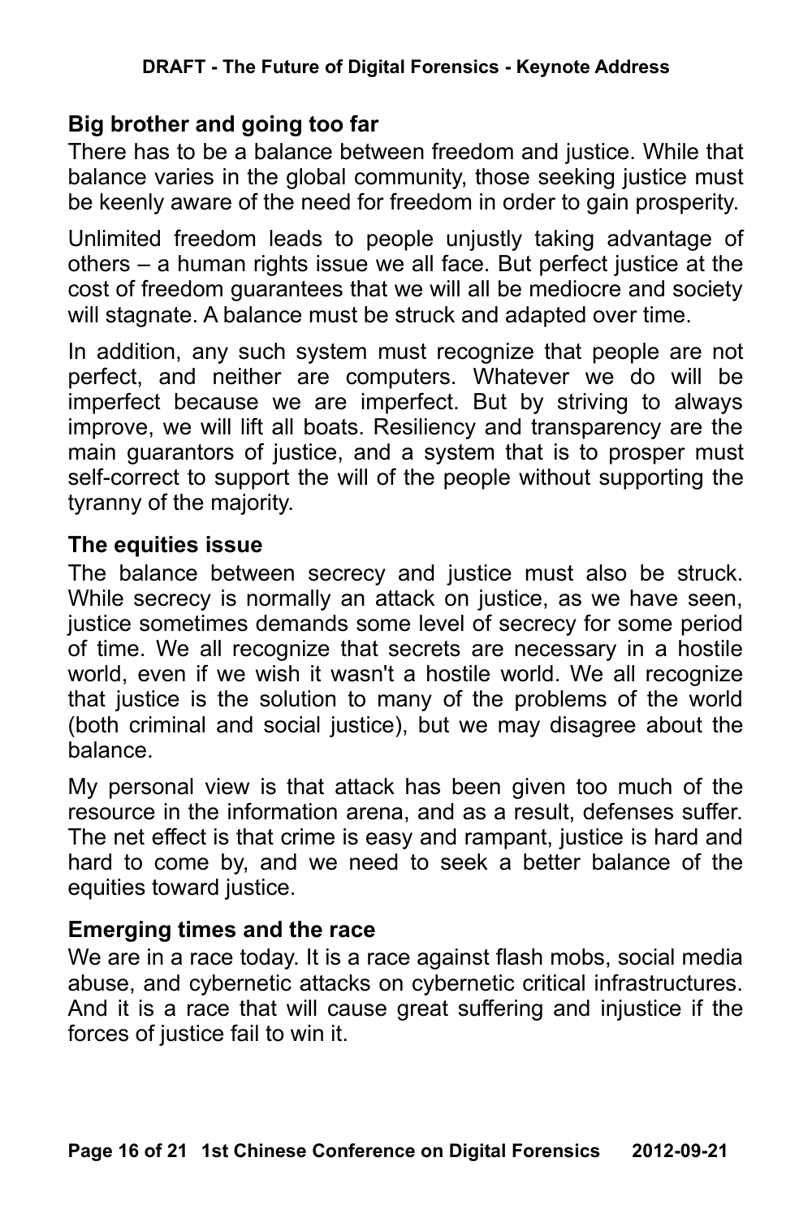## Big brother and going too far

There has to be a balance between freedom and justice. While that balance varies in the global community, those seeking justice must be keenly aware of the need for freedom in order to gain prosperity.

Unlimited freedom leads to people unjustly taking advantage of others – a human rights issue we all face. But perfect justice at the cost of freedom guarantees that we will all be mediocre and society will stagnate. A balance must be struck and adapted over time.

In addition, any such system must recognize that people are not perfect, and neither are computers. Whatever we do will be imperfect because we are imperfect. But by striving to always improve, we will lift all boats. Resiliency and transparency are the main guarantors of justice, and a system that is to prosper must self-correct to support the will of the people without supporting the tyranny of the majority.

## The equities issue

The balance between secrecy and justice must also be struck. While secrecy is normally an attack on justice, as we have seen, justice sometimes demands some level of secrecy for some period of time. We all recognize that secrets are necessary in a hostile world, even if we wish it wasn't a hostile world. We all recognize that justice is the solution to many of the problems of the world (both criminal and social justice), but we may disagree about the balance.

My personal view is that attack has been given too much of the resource in the information arena, and as a result, defenses suffer. The net effect is that crime is easy and rampant, justice is hard and hard to come by, and we need to seek a better balance of the equities toward justice.

## Emerging times and the race

We are in a race today. It is a race against flash mobs, social media abuse, and cybernetic attacks on cybernetic critical infrastructures. And it is a race that will cause great suffering and injustice if the forces of justice fail to win it.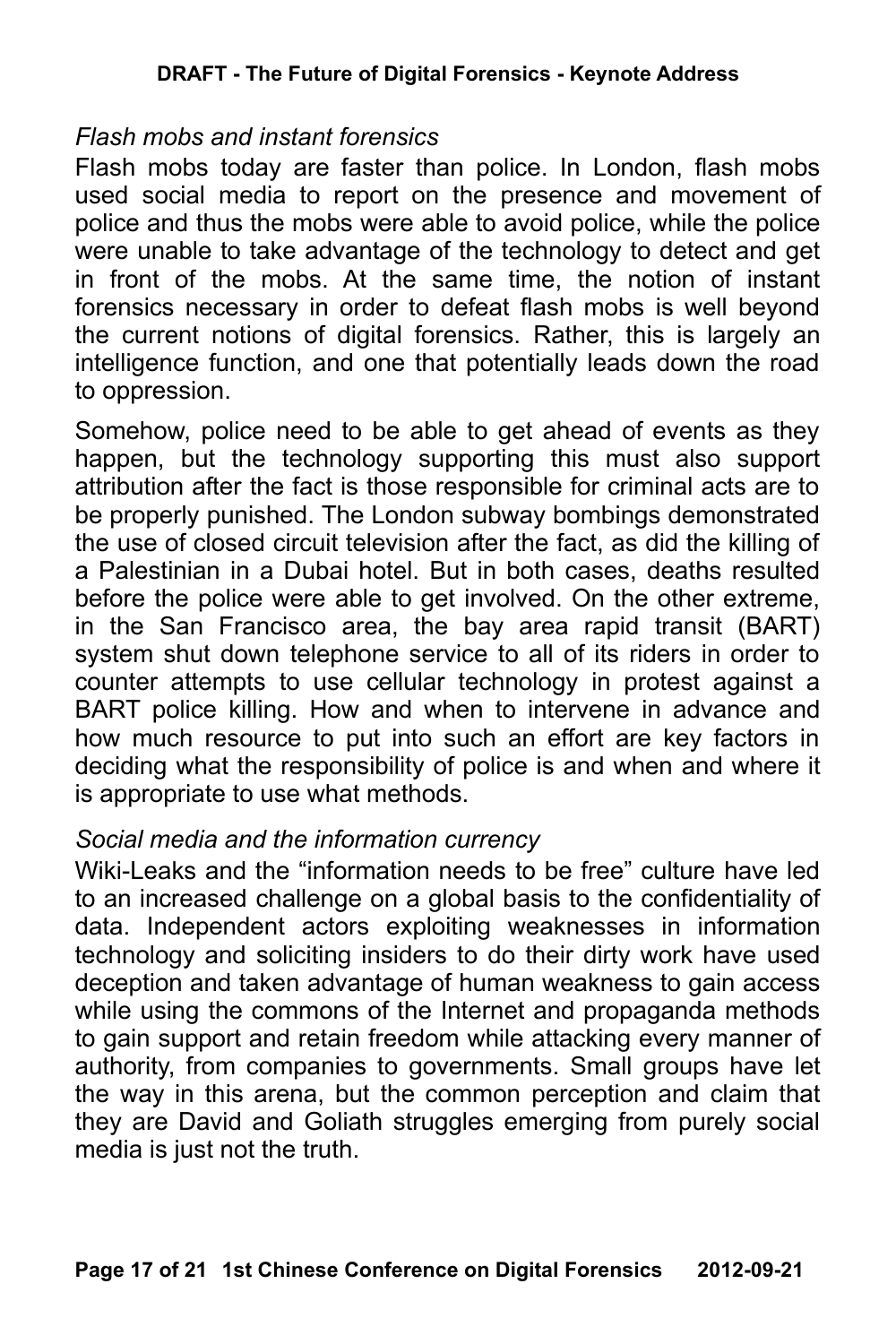*Flash mobs and instant forensics*

Flash mobs today are faster than police. In London, flash mobs used social media to report on the presence and movement of police and thus the mobs were able to avoid police, while the police were unable to take advantage of the technology to detect and get in front of the mobs. At the same time, the notion of instant forensics necessary in order to defeat flash mobs is well beyond the current notions of digital forensics. Rather, this is largely an intelligence function, and one that potentially leads down the road to oppression.

Somehow, police need to be able to get ahead of events as they happen, but the technology supporting this must also support attribution after the fact is those responsible for criminal acts are to be properly punished. The London subway bombings demonstrated the use of closed circuit television after the fact, as did the killing of a Palestinian in a Dubai hotel. But in both cases, deaths resulted before the police were able to get involved. On the other extreme, in the San Francisco area, the bay area rapid transit (BART) system shut down telephone service to all of its riders in order to counter attempts to use cellular technology in protest against a BART police killing. How and when to intervene in advance and how much resource to put into such an effort are key factors in deciding what the responsibility of police is and when and where it is appropriate to use what methods.

*Social media and the information currency*

Wiki-Leaks and the "information needs to be free" culture have led to an increased challenge on a global basis to the confidentiality of data. Independent actors exploiting weaknesses in information technology and soliciting insiders to do their dirty work have used deception and taken advantage of human weakness to gain access while using the commons of the Internet and propaganda methods to gain support and retain freedom while attacking every manner of authority, from companies to governments. Small groups have let the way in this arena, but the common perception and claim that they are David and Goliath struggles emerging from purely social media is just not the truth.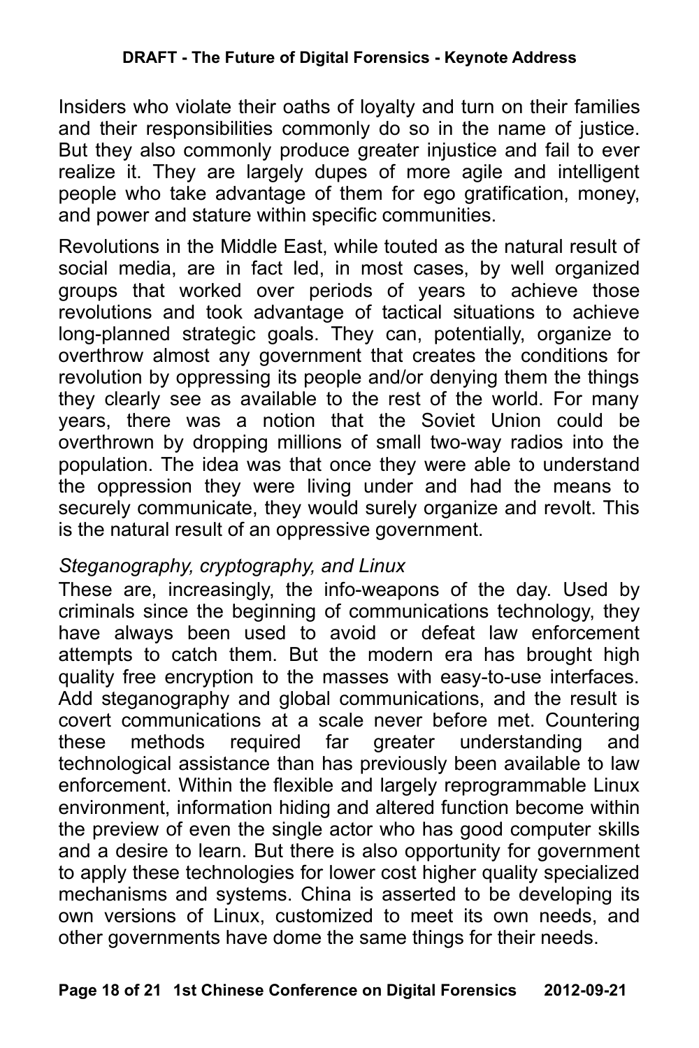Insiders who violate their oaths of loyalty and turn on their families and their responsibilities commonly do so in the name of justice. But they also commonly produce greater injustice and fail to ever realize it. They are largely dupes of more agile and intelligent people who take advantage of them for ego gratification, money, and power and stature within specific communities.

Revolutions in the Middle East, while touted as the natural result of social media, are in fact led, in most cases, by well organized groups that worked over periods of years to achieve those revolutions and took advantage of tactical situations to achieve long-planned strategic goals. They can, potentially, organize to overthrow almost any government that creates the conditions for revolution by oppressing its people and/or denying them the things they clearly see as available to the rest of the world. For many years, there was a notion that the Soviet Union could be overthrown by dropping millions of small two-way radios into the population. The idea was that once they were able to understand the oppression they were living under and had the means to securely communicate, they would surely organize and revolt. This is the natural result of an oppressive government.

*Steganography, cryptography, and Linux*

These are, increasingly, the info-weapons of the day. Used by criminals since the beginning of communications technology, they have always been used to avoid or defeat law enforcement attempts to catch them. But the modern era has brought high quality free encryption to the masses with easy-to-use interfaces. Add steganography and global communications, and the result is covert communications at a scale never before met. Countering these methods required far greater understanding and technological assistance than has previously been available to law enforcement. Within the flexible and largely reprogrammable Linux environment, information hiding and altered function become within the preview of even the single actor who has good computer skills and a desire to learn. But there is also opportunity for government to apply these technologies for lower cost higher quality specialized mechanisms and systems. China is asserted to be developing its own versions of Linux, customized to meet its own needs, and other governments have dome the same things for their needs.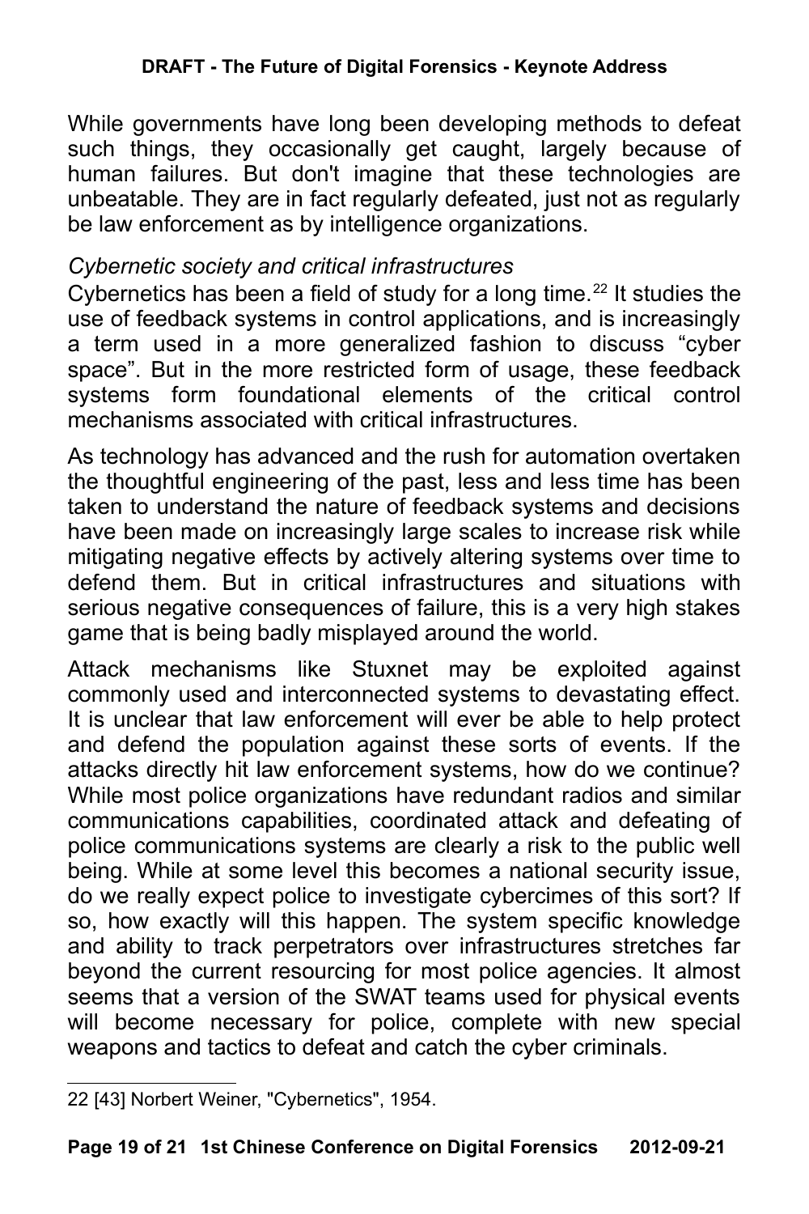While governments have long been developing methods to defeat such things, they occasionally get caught, largely because of human failures. But don't imagine that these technologies are unbeatable. They are in fact regularly defeated, just not as regularly be law enforcement as by intelligence organizations.

*Cybernetic society and critical infrastructures*

Cybernetics has been a field of study for a long time.[22] It studies the use of feedback systems in control applications, and is increasingly a term used in a more generalized fashion to discuss "cyber space". But in the more restricted form of usage, these feedback systems form foundational elements of the critical control mechanisms associated with critical infrastructures.

As technology has advanced and the rush for automation overtaken the thoughtful engineering of the past, less and less time has been taken to understand the nature of feedback systems and decisions have been made on increasingly large scales to increase risk while mitigating negative effects by actively altering systems over time to defend them. But in critical infrastructures and situations with serious negative consequences of failure, this is a very high stakes game that is being badly misplayed around the world.

Attack mechanisms like Stuxnet may be exploited against commonly used and interconnected systems to devastating effect. It is unclear that law enforcement will ever be able to help protect and defend the population against these sorts of events. If the attacks directly hit law enforcement systems, how do we continue? While most police organizations have redundant radios and similar communications capabilities, coordinated attack and defeating of police communications systems are clearly a risk to the public well being. While at some level this becomes a national security issue, do we really expect police to investigate cybercimes of this sort? If so, how exactly will this happen. The system specific knowledge and ability to track perpetrators over infrastructures stretches far beyond the current resourcing for most police agencies. It almost seems that a version of the SWAT teams used for physical events will become necessary for police, complete with new special weapons and tactics to defeat and catch the cyber criminals.

---

22 [43] Norbert Weiner, "Cybernetics", 1954.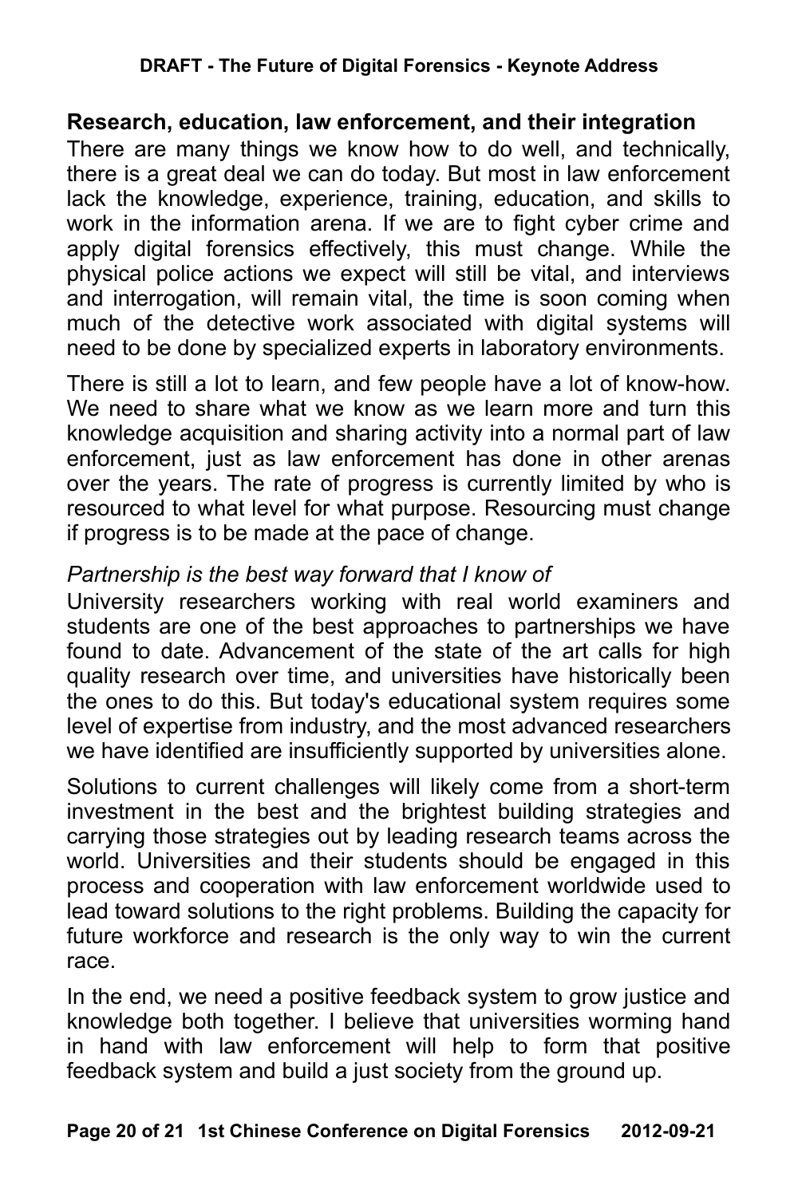## Research, education, law enforcement, and their integration

There are many things we know how to do well, and technically, there is a great deal we can do today. But most in law enforcement lack the knowledge, experience, training, education, and skills to work in the information arena. If we are to fight cyber crime and apply digital forensics effectively, this must change. While the physical police actions we expect will still be vital, and interviews and interrogation, will remain vital, the time is soon coming when much of the detective work associated with digital systems will need to be done by specialized experts in laboratory environments.

There is still a lot to learn, and few people have a lot of know-how. We need to share what we know as we learn more and turn this knowledge acquisition and sharing activity into a normal part of law enforcement, just as law enforcement has done in other arenas over the years. The rate of progress is currently limited by who is resourced to what level for what purpose. Resourcing must change if progress is to be made at the pace of change.

### *Partnership is the best way forward that I know of*

University researchers working with real world examiners and students are one of the best approaches to partnerships we have found to date. Advancement of the state of the art calls for high quality research over time, and universities have historically been the ones to do this. But today's educational system requires some level of expertise from industry, and the most advanced researchers we have identified are insufficiently supported by universities alone.

Solutions to current challenges will likely come from a short-term investment in the best and the brightest building strategies and carrying those strategies out by leading research teams across the world. Universities and their students should be engaged in this process and cooperation with law enforcement worldwide used to lead toward solutions to the right problems. Building the capacity for future workforce and research is the only way to win the current race.

In the end, we need a positive feedback system to grow justice and knowledge both together. I believe that universities worming hand in hand with law enforcement will help to form that positive feedback system and build a just society from the ground up.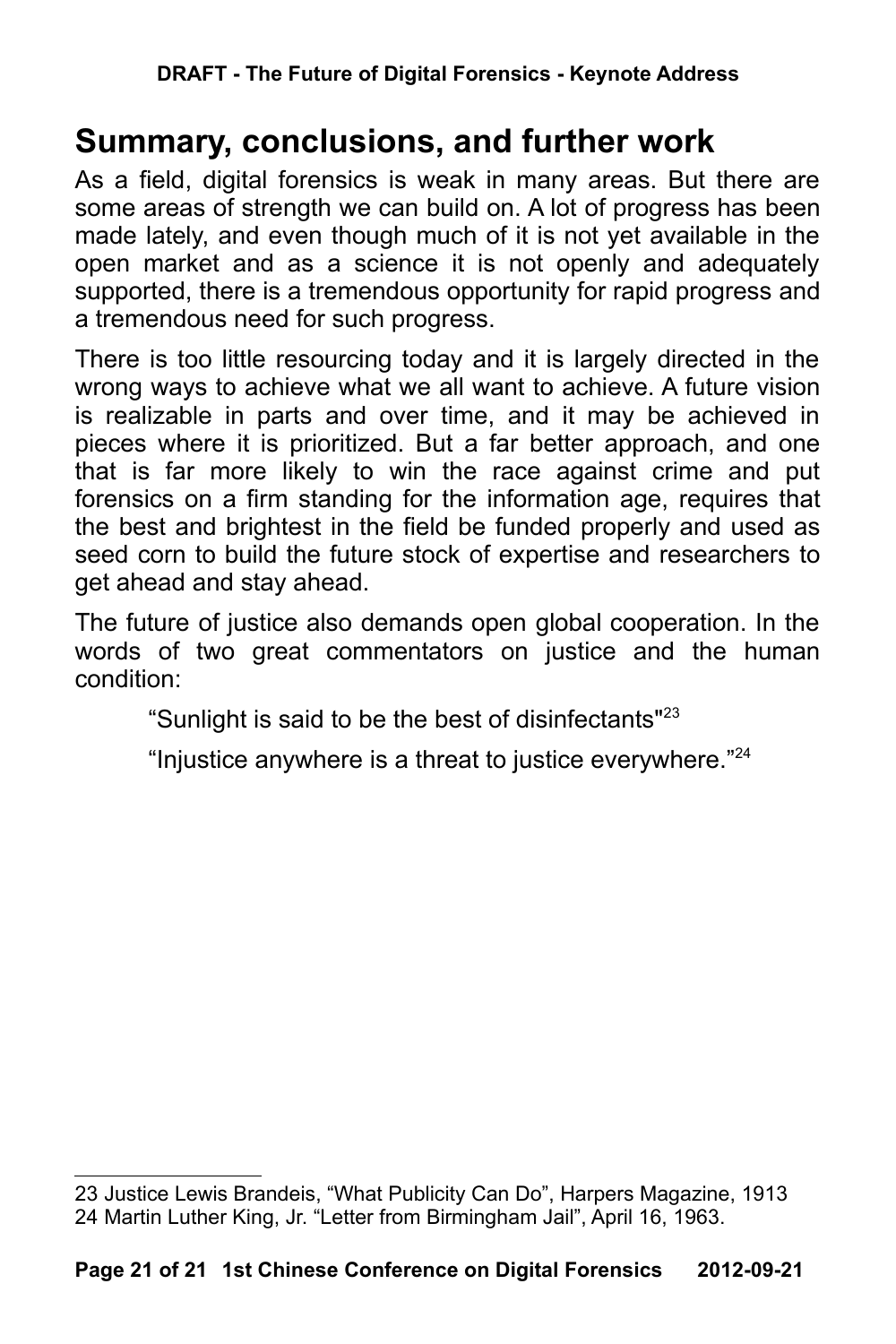## Summary, conclusions, and further work

As a field, digital forensics is weak in many areas. But there are some areas of strength we can build on. A lot of progress has been made lately, and even though much of it is not yet available in the open market and as a science it is not openly and adequately supported, there is a tremendous opportunity for rapid progress and a tremendous need for such progress.

There is too little resourcing today and it is largely directed in the wrong ways to achieve what we all want to achieve. A future vision is realizable in parts and over time, and it may be achieved in pieces where it is prioritized. But a far better approach, and one that is far more likely to win the race against crime and put forensics on a firm standing for the information age, requires that the best and brightest in the field be funded properly and used as seed corn to build the future stock of expertise and researchers to get ahead and stay ahead.

The future of justice also demands open global cooperation. In the words of two great commentators on justice and the human condition:

> "Sunlight is said to be the best of disinfectants"[23]
>
> "Injustice anywhere is a threat to justice everywhere."[24]

---

23 Justice Lewis Brandeis, "What Publicity Can Do", Harpers Magazine, 1913

24 Martin Luther King, Jr. "Letter from Birmingham Jail", April 16, 1963.